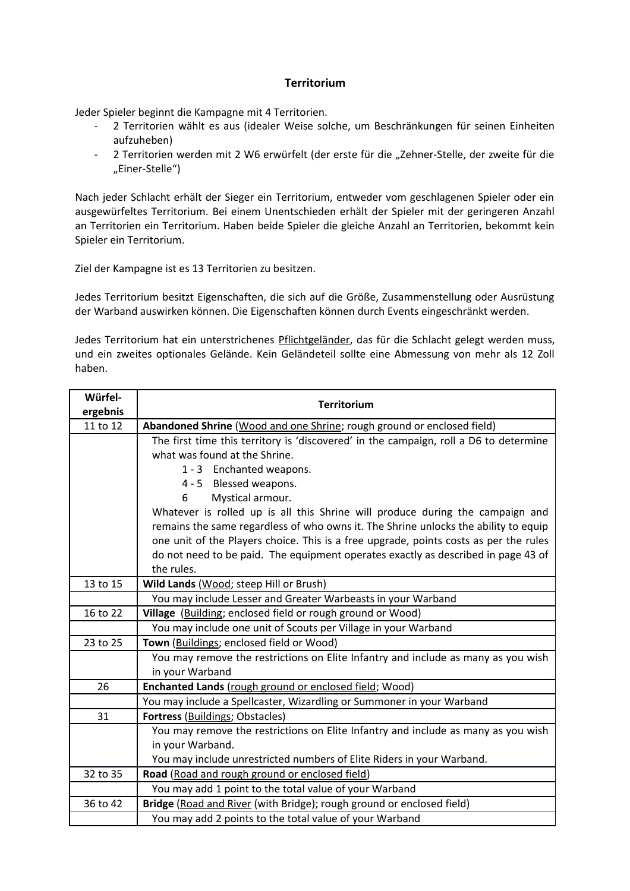# Territorium

Jeder Spieler beginnt die Kampagne mit 4 Territorien.

- 2 Territorien wählt es aus (idealer Weise solche, um Beschränkungen für seinen Einheiten aufzuheben)
- 2 Territorien werden mit 2 W6 erwürfelt (der erste für die „Zehner-Stelle, der zweite für die „Einer-Stelle")

Nach jeder Schlacht erhält der Sieger ein Territorium, entweder vom geschlagenen Spieler oder ein ausgewürfeltes Territorium. Bei einem Unentschieden erhält der Spieler mit der geringeren Anzahl an Territorien ein Territorium. Haben beide Spieler die gleiche Anzahl an Territorien, bekommt kein Spieler ein Territorium.

Ziel der Kampagne ist es 13 Territorien zu besitzen.

Jedes Territorium besitzt Eigenschaften, die sich auf die Größe, Zusammenstellung oder Ausrüstung der Warband auswirken können. Die Eigenschaften können durch Events eingeschränkt werden.

Jedes Territorium hat ein unterstrichenes <u>Pflichtgeländer</u>, das für die Schlacht gelegt werden muss, und ein zweites optionales Gelände. Kein Geländeteil sollte eine Abmessung von mehr als 12 Zoll haben.

| Würfel-ergebnis | Territorium |
|---|---|
| 11 to 12 | **Abandoned Shrine** (<u>Wood and one Shrine</u>; rough ground or enclosed field) |
| | The first time this territory is 'discovered' in the campaign, roll a D6 to determine what was found at the Shrine.<br>1 - 3 Enchanted weapons.<br>4 - 5 Blessed weapons.<br>6 Mystical armour.<br>Whatever is rolled up is all this Shrine will produce during the campaign and remains the same regardless of who owns it. The Shrine unlocks the ability to equip one unit of the Players choice. This is a free upgrade, points costs as per the rules do not need to be paid. The equipment operates exactly as described in page 43 of the rules. |
| 13 to 15 | **Wild Lands** (<u>Wood</u>; steep Hill or Brush) |
| | You may include Lesser and Greater Warbeasts in your Warband |
| 16 to 22 | **Village** (<u>Building</u>; enclosed field or rough ground or Wood) |
| | You may include one unit of Scouts per Village in your Warband |
| 23 to 25 | **Town** (<u>Buildings</u>; enclosed field or Wood) |
| | You may remove the restrictions on Elite Infantry and include as many as you wish in your Warband |
| 26 | **Enchanted Lands** (<u>rough ground or enclosed field</u>; Wood) |
| | You may include a Spellcaster, Wizardling or Summoner in your Warband |
| 31 | **Fortress** (<u>Buildings</u>; Obstacles) |
| | You may remove the restrictions on Elite Infantry and include as many as you wish in your Warband.<br>You may include unrestricted numbers of Elite Riders in your Warband. |
| 32 to 35 | **Road** (<u>Road and rough ground or enclosed field</u>) |
| | You may add 1 point to the total value of your Warband |
| 36 to 42 | **Bridge** (<u>Road and River</u> (with Bridge); rough ground or enclosed field) |
| | You may add 2 points to the total value of your Warband |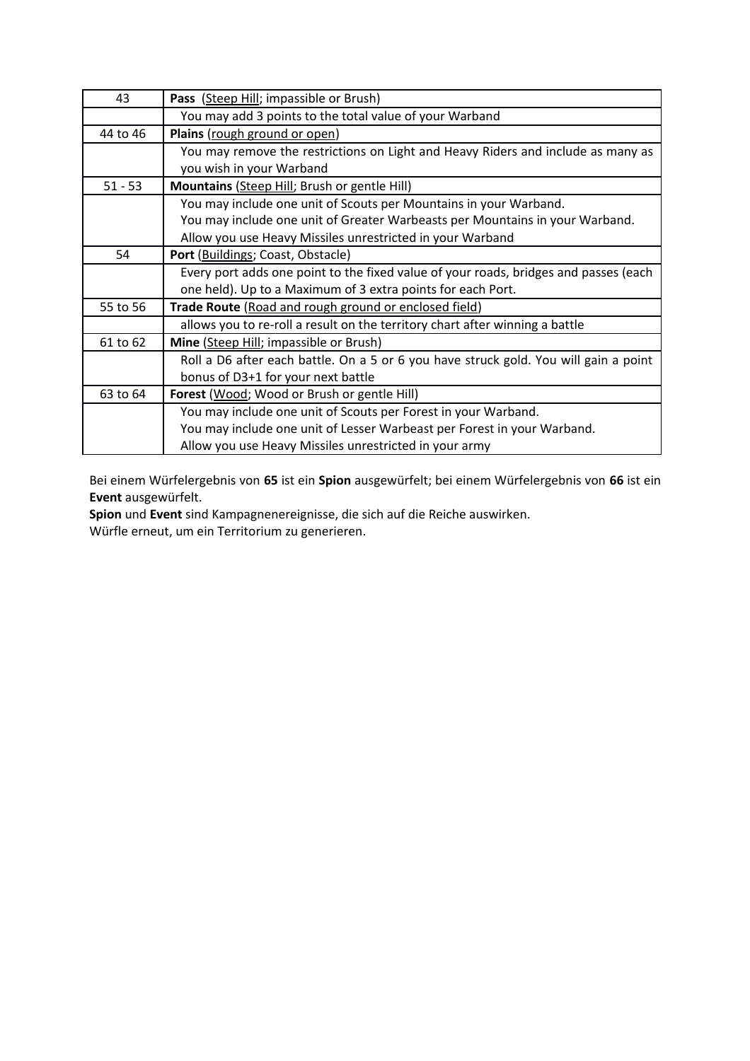| | |
|---|---|
| 43 | **Pass** (<u>Steep Hill</u>; impassible or Brush) |
| | You may add 3 points to the total value of your Warband |
| 44 to 46 | **Plains** (<u>rough ground or open</u>) |
| | You may remove the restrictions on Light and Heavy Riders and include as many as you wish in your Warband |
| 51 - 53 | **Mountains** (<u>Steep Hill</u>; Brush or gentle Hill) |
| | You may include one unit of Scouts per Mountains in your Warband.<br>You may include one unit of Greater Warbeasts per Mountains in your Warband.<br>Allow you use Heavy Missiles unrestricted in your Warband |
| 54 | **Port** (<u>Buildings</u>; Coast, Obstacle) |
| | Every port adds one point to the fixed value of your roads, bridges and passes (each one held). Up to a Maximum of 3 extra points for each Port. |
| 55 to 56 | **Trade Route** (<u>Road and rough ground or enclosed field</u>) |
| | allows you to re-roll a result on the territory chart after winning a battle |
| 61 to 62 | **Mine** (<u>Steep Hill</u>; impassible or Brush) |
| | Roll a D6 after each battle. On a 5 or 6 you have struck gold. You will gain a point bonus of D3+1 for your next battle |
| 63 to 64 | **Forest** (<u>Wood</u>; Wood or Brush or gentle Hill) |
| | You may include one unit of Scouts per Forest in your Warband.<br>You may include one unit of Lesser Warbeast per Forest in your Warband.<br>Allow you use Heavy Missiles unrestricted in your army |

Bei einem Würfelergebnis von **65** ist ein **Spion** ausgewürfelt; bei einem Würfelergebnis von **66** ist ein **Event** ausgewürfelt.
**Spion** und **Event** sind Kampagnenereignisse, die sich auf die Reiche auswirken.
Würfle erneut, um ein Territorium zu generieren.